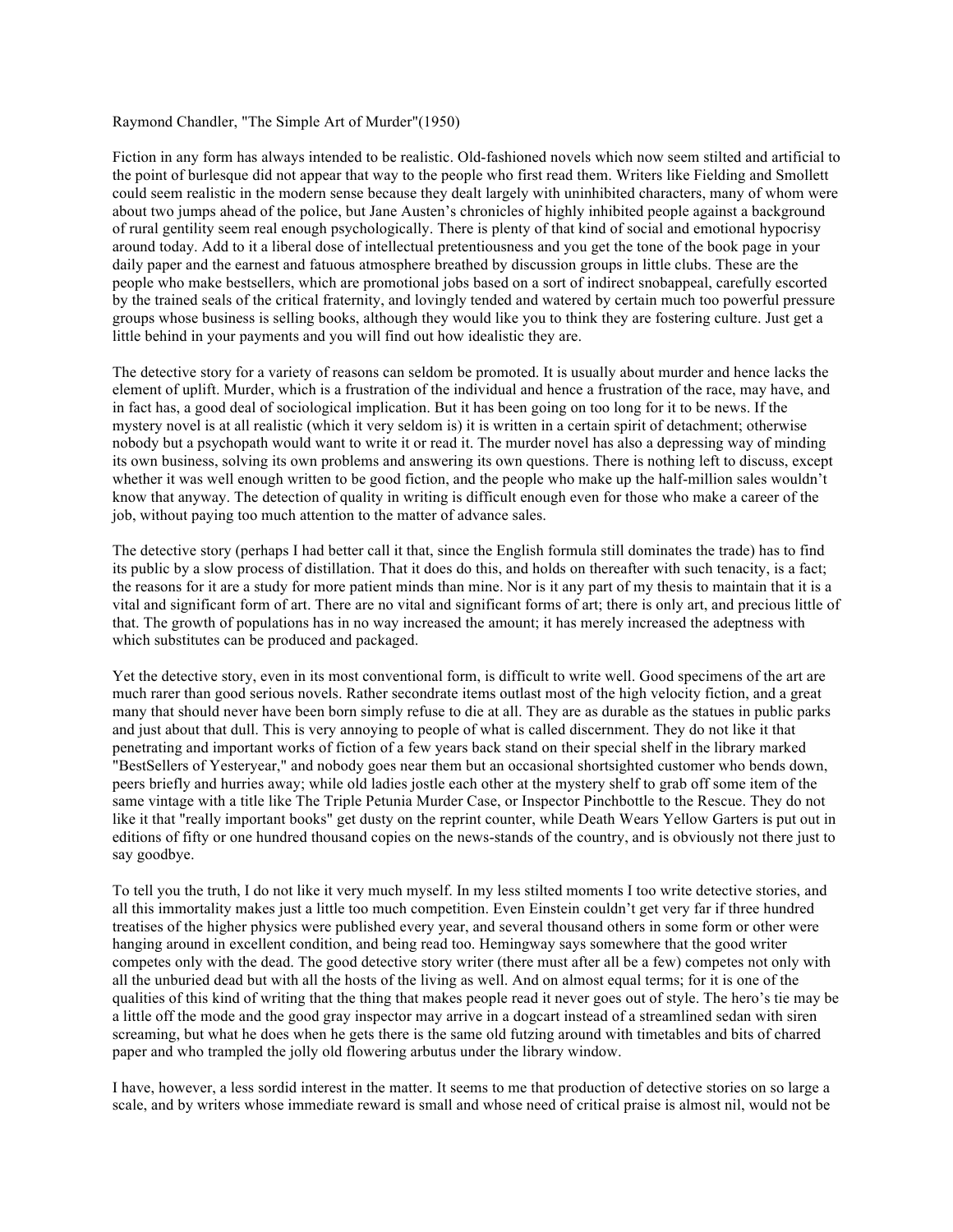Raymond Chandler, "The Simple Art of Murder"(1950)

Fiction in any form has always intended to be realistic. Old-fashioned novels which now seem stilted and artificial to the point of burlesque did not appear that way to the people who first read them. Writers like Fielding and Smollett could seem realistic in the modern sense because they dealt largely with uninhibited characters, many of whom were about two jumps ahead of the police, but Jane Austen's chronicles of highly inhibited people against a background of rural gentility seem real enough psychologically. There is plenty of that kind of social and emotional hypocrisy around today. Add to it a liberal dose of intellectual pretentiousness and you get the tone of the book page in your daily paper and the earnest and fatuous atmosphere breathed by discussion groups in little clubs. These are the people who make bestsellers, which are promotional jobs based on a sort of indirect snobappeal, carefully escorted by the trained seals of the critical fraternity, and lovingly tended and watered by certain much too powerful pressure groups whose business is selling books, although they would like you to think they are fostering culture. Just get a little behind in your payments and you will find out how idealistic they are.

The detective story for a variety of reasons can seldom be promoted. It is usually about murder and hence lacks the element of uplift. Murder, which is a frustration of the individual and hence a frustration of the race, may have, and in fact has, a good deal of sociological implication. But it has been going on too long for it to be news. If the mystery novel is at all realistic (which it very seldom is) it is written in a certain spirit of detachment; otherwise nobody but a psychopath would want to write it or read it. The murder novel has also a depressing way of minding its own business, solving its own problems and answering its own questions. There is nothing left to discuss, except whether it was well enough written to be good fiction, and the people who make up the half-million sales wouldn't know that anyway. The detection of quality in writing is difficult enough even for those who make a career of the job, without paying too much attention to the matter of advance sales.

The detective story (perhaps I had better call it that, since the English formula still dominates the trade) has to find its public by a slow process of distillation. That it does do this, and holds on thereafter with such tenacity, is a fact; the reasons for it are a study for more patient minds than mine. Nor is it any part of my thesis to maintain that it is a vital and significant form of art. There are no vital and significant forms of art; there is only art, and precious little of that. The growth of populations has in no way increased the amount; it has merely increased the adeptness with which substitutes can be produced and packaged.

Yet the detective story, even in its most conventional form, is difficult to write well. Good specimens of the art are much rarer than good serious novels. Rather secondrate items outlast most of the high velocity fiction, and a great many that should never have been born simply refuse to die at all. They are as durable as the statues in public parks and just about that dull. This is very annoying to people of what is called discernment. They do not like it that penetrating and important works of fiction of a few years back stand on their special shelf in the library marked "BestSellers of Yesteryear," and nobody goes near them but an occasional shortsighted customer who bends down, peers briefly and hurries away; while old ladies jostle each other at the mystery shelf to grab some item of the same vintage with a title like The Triple Petunia Murder Case, or Inspector Pinchbottle to the Rescue. They do not like it that "really important books" get dusty on the reprint counter, while Death Wears Yellow Garters is put out in editions of fifty or one hundred thousand copies on the news-stands of the country, and is obviously not there just to say goodbye.

To tell you the truth, I do not like it very much myself. In my less stilted moments I too write detective stories, and all this immortality makes just a little too much competition. Even Einstein couldn't get very far if three hundred treatises of the higher physics were published every year, and several thousand others in some form or other were hanging around in excellent condition, and being read too. Hemingway says somewhere that the good writer competes only with the dead. The good detective story writer (there must after all be a few) competes not only with all the unburied dead but with all the hosts of the living as well. And on almost equal terms; for it is one of the qualities of this kind of writing that the thing that makes people read it never goes out of style. The hero's tie may be a little off the mode and the good gray inspector may arrive in a dogcart instead of a streamlined sedan with siren screaming, but what he does when he gets there is the same old futzing around with timetables and bits of charred paper and who trampled the jolly old flowering arbutus under the library window.

I have, however, a less sordid interest in the matter. It seems to me that production of detective stories on so large a scale, and by writers whose immediate reward is small and whose need of critical praise is almost nil, would not be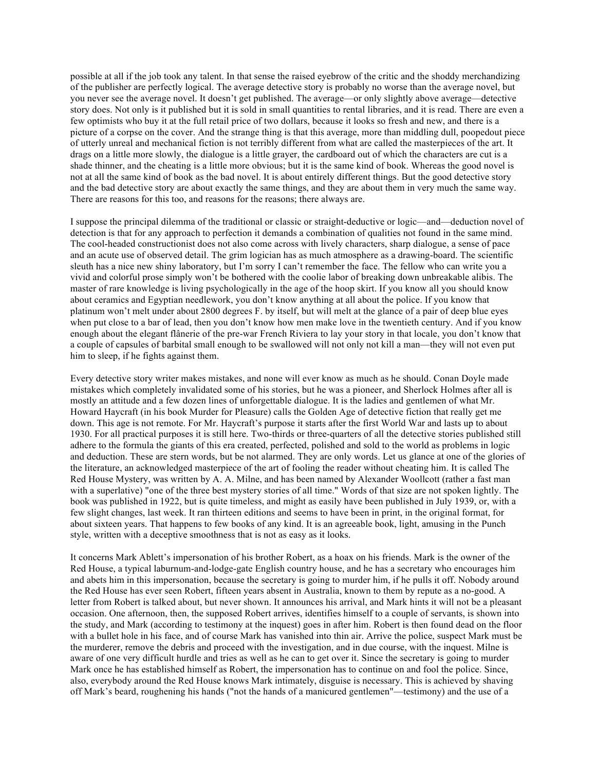possible at all if the job took any talent. In that sense the raised eyebrow of the critic and the shoddy merchandizing of the publisher are perfectly logical. The average detective story is probably no worse than the average novel, but you never see the average novel. It doesn't get published. The average—or only slightly above average—detective story does. Not only is it published but it is sold in small quantities to rental libraries, and it is read. There are even a few optimists who buy it at the full retail price of two dollars, because it looks so fresh and new, and there is a picture of a corpse on the cover. And the strange thing is that this average, more than middling dull, poopedout piece of utterly unreal and mechanical fiction is not terribly different from what are called the masterpieces of the art. It drags on a little more slowly, the dialogue is a little grayer, the cardboard out of which the characters are cut is a shade thinner, and the cheating is a little more obvious; but it is the same kind of book. Whereas the good novel is not at all the same kind of book as the bad novel. It is about entirely different things. But the good detective story and the bad detective story are about exactly the same things, and they are about them in very much the same way. There are reasons for this too, and reasons for the reasons; there always are.

I suppose the principal dilemma of the traditional or classic or straight-deductive or logic—and—deduction novel of detection is that for any approach to perfection it demands a combination of qualities not found in the same mind. The cool-headed constructionist does not also come across with lively characters, sharp dialogue, a sense of pace and an acute use of observed detail. The grim logician has as much atmosphere as a drawing-board. The scientific sleuth has a nice new shiny laboratory, but I'm sorry I can't remember the face. The fellow who can write you a vivid and colorful prose simply won't be bothered with the coolie labor of breaking down unbreakable alibis. The master of rare knowledge is living psychologically in the age of the hoop skirt. If you know all you should know about ceramics and Egyptian needlework, you don't know anything at all about the police. If you know that platinum won't melt under about 2800 degrees F. by itself, but will melt at the glance of a pair of deep blue eyes when put close to a bar of lead, then you don't know how men make love in the twentieth century. And if you know enough about the elegant flânerie of the pre-war French Riviera to lay your story in that locale, you don't know that a couple of capsules of barbital small enough to be swallowed will not only not kill a man—they will not even put him to sleep, if he fights against them.

Every detective story writer makes mistakes, and none will ever know as much as he should. Conan Doyle made mistakes which completely invalidated some of his stories, but he was a pioneer, and Sherlock Holmes after all is mostly an attitude and a few dozen lines of unforgettable dialogue. It is the ladies and gentlemen of what Mr. Howard Haycraft (in his book Murder for Pleasure) calls the Golden Age of detective fiction that really get me down. This age is not remote. For Mr. Haycraft's purpose it starts after the first World War and lasts up to about 1930. For all practical purposes it is still here. Two-thirds or three-quarters of all the detective stories published still adhere to the formula the giants of this era created, perfected, polished and sold to the world as problems in logic and deduction. These are stern words, but be not alarmed. They are only words. Let us glance at one of the glories of the literature, an acknowledged masterpiece of the art of fooling the reader without cheating him. It is called The Red House Mystery, was written by A. A. Milne, and has been named by Alexander Woollcott (rather a fast man with a superlative) "one of the three best mystery stories of all time." Words of that size are not spoken lightly. The book was published in 1922, but is quite timeless, and might as easily have been published in July 1939, or, with a few slight changes, last week. It ran thirteen editions and seems to have been in print, in the original format, for about sixteen years. That happens to few books of any kind. It is an agreeable book, light, amusing in the Punch style, written with a deceptive smoothness that is not as easy as it looks.

It concerns Mark Ablett's impersonation of his brother Robert, as a hoax on his friends. Mark is the owner of the Red House, a typical laburnum-and-lodge-gate English country house, and he has a secretary who encourages him and abets him in this impersonation, because the secretary is going to murder him, if he pulls it off. Nobody around the Red House has ever seen Robert, fifteen years absent in Australia, known to them by repute as a no-good. A letter from Robert is talked about, but never shown. It announces his arrival, and Mark hints it will not be a pleasant occasion. One afternoon, then, the supposed Robert arrives, identifies himself to a couple of servants, is shown into the study, and Mark (according to testimony at the inquest) goes in after him. Robert is then found dead on the floor with a bullet hole in his face, and of course Mark has vanished into thin air. Arrive the police, suspect Mark must be the murderer, remove the debris and proceed with the investigation, and in due course, with the inquest. Milne is aware of one very difficult hurdle and tries as well as he can to get over it. Since the secretary is going to murder Mark once he has established himself as Robert, the impersonation has to continue on and fool the police. Since, also, everybody around the Red House knows Mark intimately, disguise is necessary. This is achieved by shaving off Mark's beard, roughening his hands ("not the hands of a manicured gentlemen"—testimony) and the use of a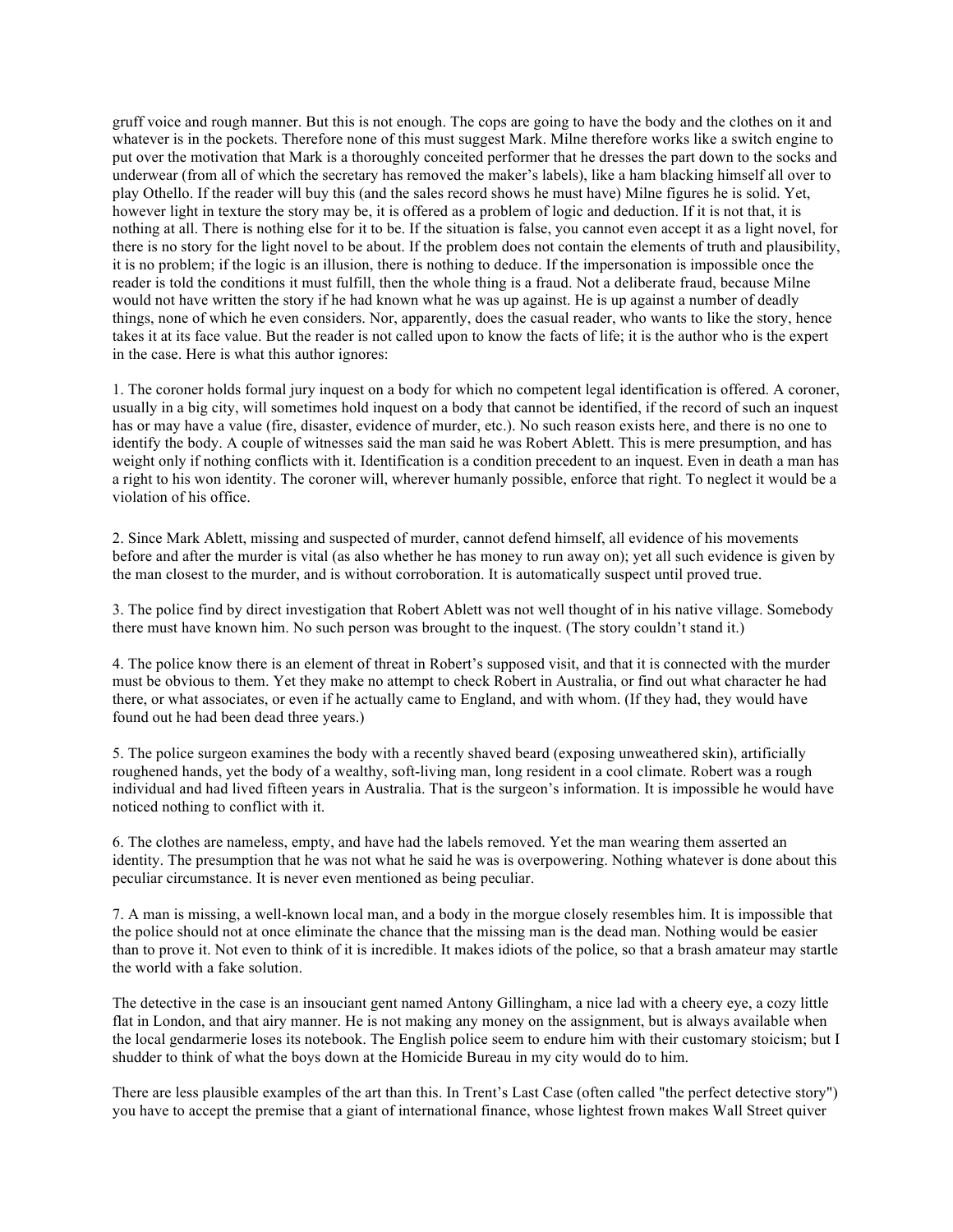gruff voice and rough manner. But this is not enough. The cops are going to have the body and the clothes on it and whatever is in the pockets. Therefore none of this must suggest Mark. Milne therefore works like a switch engine to put over the motivation that Mark is a thoroughly conceited performer that he dresses the part down to the socks and underwear (from all of which the secretary has removed the maker's labels), like a ham blacking himself all over to play Othello. If the reader will buy this (and the sales record shows he must have) Milne figures he is solid. Yet, however light in texture the story may be, it is offered as a problem of logic and deduction. If it is not that, it is nothing at all. There is nothing else for it to be. If the situation is false, you cannot even accept it as a light novel, for there is no story for the light novel to be about. If the problem does not contain the elements of truth and plausibility, it is no problem; if the logic is an illusion, there is nothing to deduce. If the impersonation is impossible once the reader is told the conditions it must fulfill, then the whole thing is a fraud. Not a deliberate fraud, because Milne would not have written the story if he had known what he was up against. He is up against a number of deadly things, none of which he even considers. Nor, apparently, does the casual reader, who wants to like the story, hence takes it at its face value. But the reader is not called upon to know the facts of life; it is the author who is the expert in the case. Here is what this author ignores:

1. The coroner holds formal jury inquest on a body for which no competent legal identification is offered. A coroner, usually in a big city, will sometimes hold inquest on a body that cannot be identified, if the record of such an inquest has or may have a value (fire, disaster, evidence of murder, etc.). No such reason exists here, and there is no one to identify the body. A couple of witnesses said the man said he was Robert Ablett. This is mere presumption, and has weight only if nothing conflicts with it. Identification is a condition precedent to an inquest. Even in death a man has a right to his won identity. The coroner will, wherever humanly possible, enforce that right. To neglect it would be a violation of his office.

2. Since Mark Ablett, missing and suspected of murder, cannot defend himself, all evidence of his movements before and after the murder is vital (as also whether he has money to run away on); yet all such evidence is given by the man closest to the murder, and is without corroboration. It is automatically suspect until proved true.

3. The police find by direct investigation that Robert Ablett was not well thought of in his native village. Somebody there must have known him. No such person was brought to the inquest. (The story couldn't stand it.)

4. The police know there is an element of threat in Robert's supposed visit, and that it is connected with the murder must be obvious to them. Yet they make no attempt to check Robert in Australia, or find out what character he had there, or what associates, or even if he actually came to England, and with whom. (If they had, they would have found out he had been dead three years.)

5. The police surgeon examines the body with a recently shaved beard (exposing unweathered skin), artificially roughened hands, yet the body of a wealthy, soft-living man, long resident in a cool climate. Robert was a rough individual and had lived fifteen years in Australia. That is the surgeon's information. It is impossible he would have noticed nothing to conflict with it.

6. The clothes are nameless, empty, and have had the labels removed. Yet the man wearing them asserted an identity. The presumption that he was not what he said he was is overpowering. Nothing whatever is done about this peculiar circumstance. It is never even mentioned as being peculiar.

7. A man is missing, a well-known local man, and a body in the morgue closely resembles him. It is impossible that the police should not at once eliminate the chance that the missing man is the dead man. Nothing would be easier than to prove it. Not even to think of it is incredible. It makes idiots of the police, so that a brash amateur may startle the world with a fake solution.

The detective in the case is an insouciant gent named Antony Gillingham, a nice lad with a cheery eye, a cozy little flat in London, and that airy manner. He is not making any money on the assignment, but is always available when the local gendarmerie loses its notebook. The English police seem to endure him with their customary stoicism; but I shudder to think of what the boys down at the Homicide Bureau in my city would do to him.

There are less plausible examples of the art than this. In Trent's Last Case (often called "the perfect detective story") you have to accept the premise that a giant of international finance, whose lightest frown makes Wall Street quiver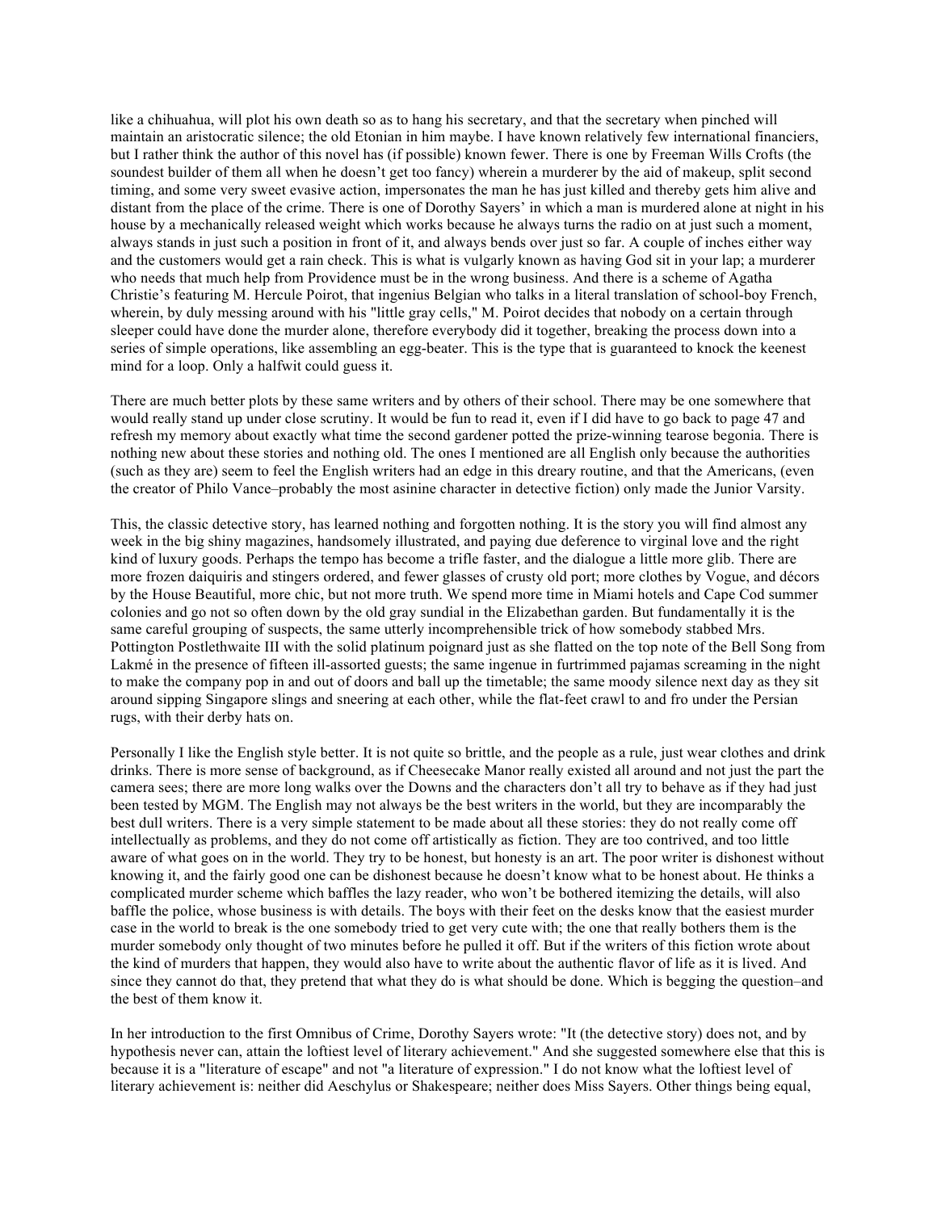like a chihuahua, will plot his own death so as to hang his secretary, and that the secretary when pinched will maintain an aristocratic silence; the old Etonian in him maybe. I have known relatively few international financiers, but I rather think the author of this novel has (if possible) known fewer. There is one by Freeman Wills Crofts (the soundest builder of them all when he doesn't get too fancy) wherein a murderer by the aid of makeup, split second timing, and some very sweet evasive action, impersonates the man he has just killed and thereby gets him alive and distant from the place of the crime. There is one of Dorothy Sayers' in which a man is murdered alone at night in his house by a mechanically released weight which works because he always turns the radio on at just such a moment, always stands in just such a position in front of it, and always bends over just so far. A couple of inches either way and the customers would get a rain check. This is what is vulgarly known as having God sit in your lap; a murderer who needs that much help from Providence must be in the wrong business. And there is a scheme of Agatha Christie's featuring M. Hercule Poirot, that ingenius Belgian who talks in a literal translation of school-boy French, wherein, by duly messing around with his "little gray cells," M. Poirot decides that nobody on a certain through sleeper could have done the murder alone, therefore everybody did it together, breaking the process down into a series of simple operations, like assembling an egg-beater. This is the type that is guaranteed to knock the keenest mind for a loop. Only a halfwit could guess it.

There are much better plots by these same writers and by others of their school. There may be one somewhere that would really stand up under close scrutiny. It would be fun to read it, even if I did have to go back to page 47 and refresh my memory about exactly what time the second gardener potted the prize-winning tearose begonia. There is nothing new about these stories and nothing old. The ones I mentioned are all English only because the authorities (such as they are) seem to feel the English writers had an edge in this dreary routine, and that the Americans, (even the creator of Philo Vance–probably the most asinine character in detective fiction) only made the Junior Varsity.

This, the classic detective story, has learned nothing and forgotten nothing. It is the story you will find almost any week in the big shiny magazines, handsomely illustrated, and paying due deference to virginal love and the right kind of luxury goods. Perhaps the tempo has become a trifle faster, and the dialogue a little more glib. There are more frozen daiquiris and stingers ordered, and fewer glasses of crusty old port; more clothes by Vogue, and décors by the House Beautiful, more chic, but not more truth. We spend more time in Miami hotels and Cape Cod summer colonies and go not so often down by the old gray sundial in the Elizabethan garden. But fundamentally it is the same careful grouping of suspects, the same utterly incomprehensible trick of how somebody stabbed Mrs. Pottington Postlethwaite III with the solid platinum poignard just as she flatted on the top note of the Bell Song from Lakmé in the presence of fifteen ill-assorted guests; the same ingenue in furtrimmed pajamas screaming in the night to make the company pop in and out of doors and ball up the timetable; the same moody silence next day as they sit around sipping Singapore slings and sneering at each other, while the flat-feet crawl to and fro under the Persian rugs, with their derby hats on.

Personally I like the English style better. It is not quite so brittle, and the people as a rule, just wear clothes and drink drinks. There is more sense of background, as if Cheesecake Manor really existed all around and not just the part the camera sees; there are more long walks over the Downs and the characters don't all try to behave as if they had just been tested by MGM. The English may not always be the best writers in the world, but they are incomparably the best dull writers. There is a very simple statement to be made about all these stories: they do not really come off intellectually as problems, and they do not come off artistically as fiction. They are too contrived, and too little aware of what goes on in the world. They try to be honest, but honesty is an art. The poor writer is dishonest without knowing it, and the fairly good one can be dishonest because he doesn't know what to be honest about. He thinks a complicated murder scheme which baffles the lazy reader, who won't be bothered itemizing the details, will also baffle the police, whose business is with details. The boys with their feet on the desks know that the easiest murder case in the world to break is the one somebody tried to get very cute with; the one that really bothers them is the murder somebody only thought of two minutes before he pulled it off. But if the writers of this fiction wrote about the kind of murders that happen, they would also have to write about the authentic flavor of life as it is lived. And since they cannot do that, they pretend that what they do is what should be done. Which is begging the question–and the best of them know it.

In her introduction to the first Omnibus of Crime, Dorothy Sayers wrote: "It (the detective story) does not, and by hypothesis never can, attain the loftiest level of literary achievement." And she suggested somewhere else that this is because it is a "literature of escape" and not "a literature of expression." I do not know what the loftiest level of literary achievement is: neither did Aeschylus or Shakespeare; neither does Miss Sayers. Other things being equal,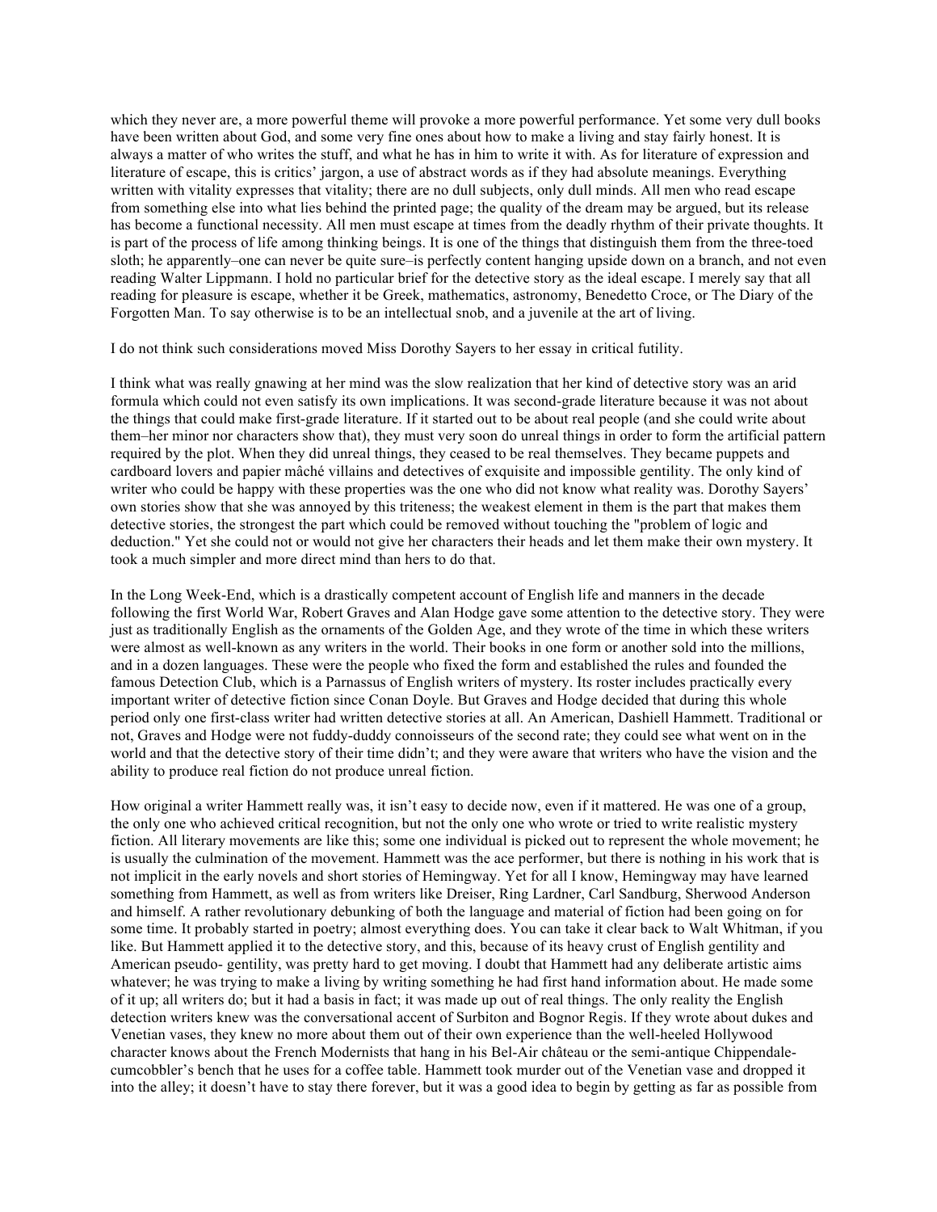which they never are, a more powerful theme will provoke a more powerful performance. Yet some very dull books have been written about God, and some very fine ones about how to make a living and stay fairly honest. It is always a matter of who writes the stuff, and what he has in him to write it with. As for literature of expression and literature of escape, this is critics' jargon, a use of abstract words as if they had absolute meanings. Everything written with vitality expresses that vitality; there are no dull subjects, only dull minds. All men who read escape from something else into what lies behind the printed page; the quality of the dream may be argued, but its release has become a functional necessity. All men must escape at times from the deadly rhythm of their private thoughts. It is part of the process of life among thinking beings. It is one of the things that distinguish them from the three-toed sloth; he apparently–one can never be quite sure–is perfectly content hanging upside down on a branch, and not even reading Walter Lippmann. I hold no particular brief for the detective story as the ideal escape. I merely say that all reading for pleasure is escape, whether it be Greek, mathematics, astronomy, Benedetto Croce, or The Diary of the Forgotten Man. To say otherwise is to be an intellectual snob, and a juvenile at the art of living.

I do not think such considerations moved Miss Dorothy Sayers to her essay in critical futility.

I think what was really gnawing at her mind was the slow realization that her kind of detective story was an arid formula which could not even satisfy its own implications. It was second-grade literature because it was not about the things that could make first-grade literature. If it started out to be about real people (and she could write about them–her minor nor characters show that), they must very soon do unreal things in order to form the artificial pattern required by the plot. When they did unreal things, they ceased to be real themselves. They became puppets and cardboard lovers and papier mâché villains and detectives of exquisite and impossible gentility. The only kind of writer who could be happy with these properties was the one who did not know what reality was. Dorothy Sayers' own stories show that she was annoyed by this triteness; the weakest element in them is the part that makes them detective stories, the strongest the part which could be removed without touching the "problem of logic and deduction." Yet she could not or would not give her characters their heads and let them make their own mystery. It took a much simpler and more direct mind than hers to do that.

In the Long Week-End, which is a drastically competent account of English life and manners in the decade following the first World War, Robert Graves and Alan Hodge gave some attention to the detective story. They were just as traditionally English as the ornaments of the Golden Age, and they wrote of the time in which these writers were almost as well-known as any writers in the world. Their books in one form or another sold into the millions, and in a dozen languages. These were the people who fixed the form and established the rules and founded the famous Detection Club, which is a Parnassus of English writers of mystery. Its roster includes practically every important writer of detective fiction since Conan Doyle. But Graves and Hodge decided that during this whole period only one first-class writer had written detective stories at all. An American, Dashiell Hammett. Traditional or not, Graves and Hodge were not fuddy-duddy connoisseurs of the second rate; they could see what went on in the world and that the detective story of their time didn't; and they were aware that writers who have the vision and the ability to produce real fiction do not produce unreal fiction.

How original a writer Hammett really was, it isn't easy to decide now, even if it mattered. He was one of a group, the only one who achieved critical recognition, but not the only one who wrote or tried to write realistic mystery fiction. All literary movements are like this; some one individual is picked out to represent the whole movement; he is usually the culmination of the movement. Hammett was the ace performer, but there is nothing in his work that is not implicit in the early novels and short stories of Hemingway. Yet for all I know, Hemingway may have learned something from Hammett, as well as from writers like Dreiser, Ring Lardner, Carl Sandburg, Sherwood Anderson and himself. A rather revolutionary debunking of both the language and material of fiction had been going on for some time. It probably started in poetry; almost everything does. You can take it clear back to Walt Whitman, if you like. But Hammett applied it to the detective story, and this, because of its heavy crust of English gentility and American pseudo- gentility, was pretty hard to get moving. I doubt that Hammett had any deliberate artistic aims whatever; he was trying to make a living by writing something he had first hand information about. He made some of it up; all writers do; but it had a basis in fact; it was made up out of real things. The only reality the English detection writers knew was the conversational accent of Surbiton and Bognor Regis. If they wrote about dukes and Venetian vases, they knew no more about them out of their own experience than the well-heeled Hollywood character knows about the French Modernists that hang in his Bel-Air château or the semi-antique Chippendale-cumcobbler's bench that he uses for a coffee table. Hammett took murder out of the Venetian vase and dropped it into the alley; it doesn't have to stay there forever, but it was a good idea to begin by getting as far as possible from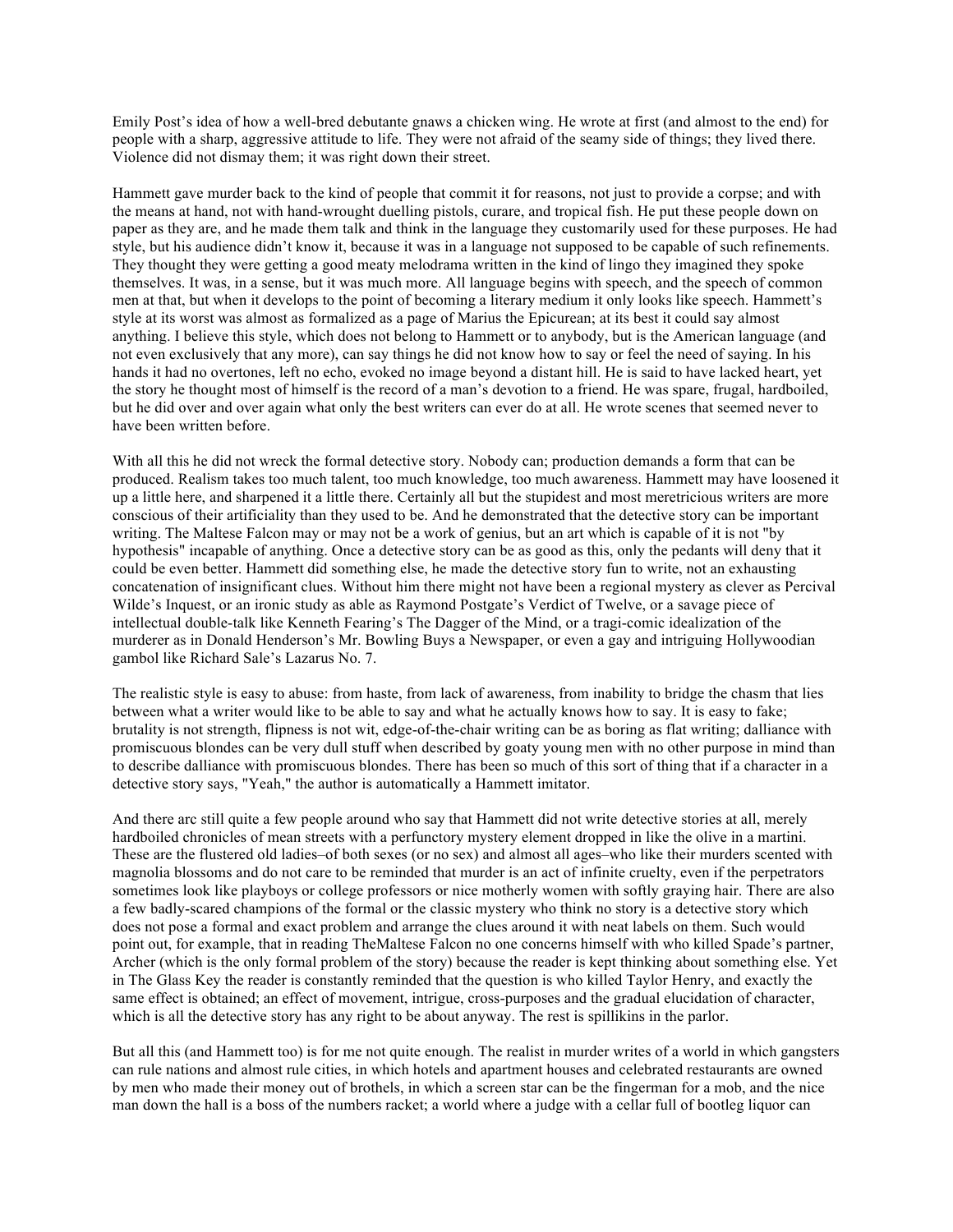Emily Post's idea of how a well-bred debutante gnaws a chicken wing. He wrote at first (and almost to the end) for people with a sharp, aggressive attitude to life. They were not afraid of the seamy side of things; they lived there. Violence did not dismay them; it was right down their street.

Hammett gave murder back to the kind of people that commit it for reasons, not just to provide a corpse; and with the means at hand, not with hand-wrought duelling pistols, curare, and tropical fish. He put these people down on paper as they are, and he made them talk and think in the language they customarily used for these purposes. He had style, but his audience didn't know it, because it was in a language not supposed to be capable of such refinements. They thought they were getting a good meaty melodrama written in the kind of lingo they imagined they spoke themselves. It was, in a sense, but it was much more. All language begins with speech, and the speech of common men at that, but when it develops to the point of becoming a literary medium it only looks like speech. Hammett's style at its worst was almost as formalized as a page of Marius the Epicurean; at its best it could say almost anything. I believe this style, which does not belong to Hammett or to anybody, but is the American language (and not even exclusively that any more), can say things he did not know how to say or feel the need of saying. In his hands it had no overtones, left no echo, evoked no image beyond a distant hill. He is said to have lacked heart, yet the story he thought most of himself is the record of a man's devotion to a friend. He was spare, frugal, hardboiled, but he did over and over again what only the best writers can ever do at all. He wrote scenes that seemed never to have been written before.

With all this he did not wreck the formal detective story. Nobody can; production demands a form that can be produced. Realism takes too much talent, too much knowledge, too much awareness. Hammett may have loosened it up a little here, and sharpened it a little there. Certainly all but the stupidest and most meretricious writers are more conscious of their artificiality than they used to be. And he demonstrated that the detective story can be important writing. The Maltese Falcon may or may not be a work of genius, but an art which is capable of it is not "by hypothesis" incapable of anything. Once a detective story can be as good as this, only the pedants will deny that it could be even better. Hammett did something else, he made the detective story fun to write, not an exhausting concatenation of insignificant clues. Without him there might not have been a regional mystery as clever as Percival Wilde's Inquest, or an ironic study as able as Raymond Postgate's Verdict of Twelve, or a savage piece of intellectual double-talk like Kenneth Fearing's The Dagger of the Mind, or a tragi-comic idealization of the murderer as in Donald Henderson's Mr. Bowling Buys a Newspaper, or even a gay and intriguing Hollywoodian gambol like Richard Sale's Lazarus No. 7.

The realistic style is easy to abuse: from haste, from lack of awareness, from inability to bridge the chasm that lies between what a writer would like to be able to say and what he actually knows how to say. It is easy to fake; brutality is not strength, flipness is not wit, edge-of-the-chair writing can be as boring as flat writing; dalliance with promiscuous blondes can be very dull stuff when described by goaty young men with no other purpose in mind than to describe dalliance with promiscuous blondes. There has been so much of this sort of thing that if a character in a detective story says, "Yeah," the author is automatically a Hammett imitator.

And there arc still quite a few people around who say that Hammett did not write detective stories at all, merely hardboiled chronicles of mean streets with a perfunctory mystery element dropped in like the olive in a martini. These are the flustered old ladies–of both sexes (or no sex) and almost all ages–who like their murders scented with magnolia blossoms and do not care to be reminded that murder is an act of infinite cruelty, even if the perpetrators sometimes look like playboys or college professors or nice motherly women with softly graying hair. There are also a few badly-scared champions of the formal or the classic mystery who think no story is a detective story which does not pose a formal and exact problem and arrange the clues around it with neat labels on them. Such would point out, for example, that in reading TheMaltese Falcon no one concerns himself with who killed Spade's partner, Archer (which is the only formal problem of the story) because the reader is kept thinking about something else. Yet in The Glass Key the reader is constantly reminded that the question is who killed Taylor Henry, and exactly the same effect is obtained; an effect of movement, intrigue, cross-purposes and the gradual elucidation of character, which is all the detective story has any right to be about anyway. The rest is spillikins in the parlor.

But all this (and Hammett too) is for me not quite enough. The realist in murder writes of a world in which gangsters can rule nations and almost rule cities, in which hotels and apartment houses and celebrated restaurants are owned by men who made their money out of brothels, in which a screen star can be the fingerman for a mob, and the nice man down the hall is a boss of the numbers racket; a world where a judge with a cellar full of bootleg liquor can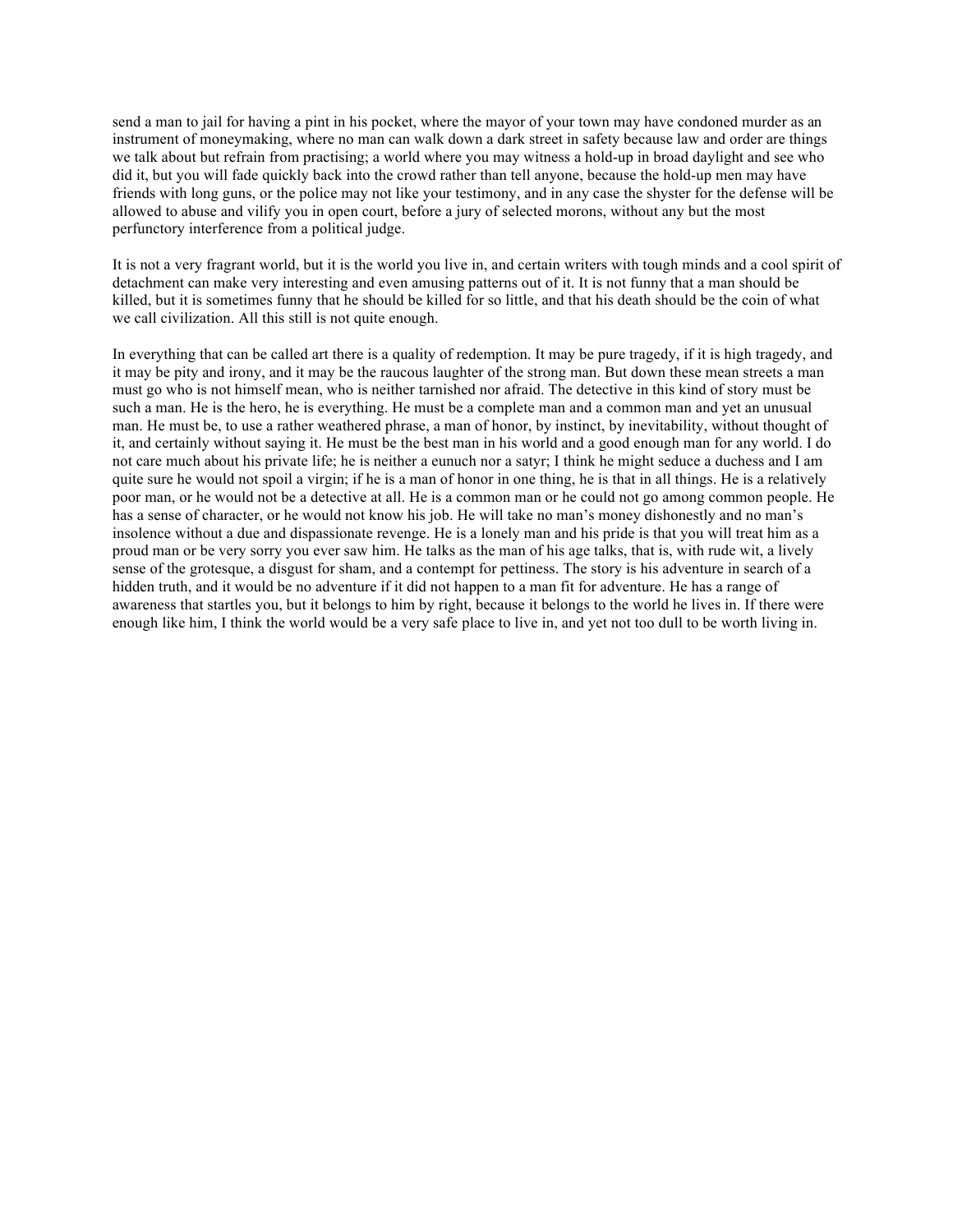send a man to jail for having a pint in his pocket, where the mayor of your town may have condoned murder as an instrument of moneymaking, where no man can walk down a dark street in safety because law and order are things we talk about but refrain from practising; a world where you may witness a hold-up in broad daylight and see who did it, but you will fade quickly back into the crowd rather than tell anyone, because the hold-up men may have friends with long guns, or the police may not like your testimony, and in any case the shyster for the defense will be allowed to abuse and vilify you in open court, before a jury of selected morons, without any but the most perfunctory interference from a political judge.

It is not a very fragrant world, but it is the world you live in, and certain writers with tough minds and a cool spirit of detachment can make very interesting and even amusing patterns out of it. It is not funny that a man should be killed, but it is sometimes funny that he should be killed for so little, and that his death should be the coin of what we call civilization. All this still is not quite enough.

In everything that can be called art there is a quality of redemption. It may be pure tragedy, if it is high tragedy, and it may be pity and irony, and it may be the raucous laughter of the strong man. But down these mean streets a man must go who is not himself mean, who is neither tarnished nor afraid. The detective in this kind of story must be such a man. He is the hero, he is everything. He must be a complete man and a common man and yet an unusual man. He must be, to use a rather weathered phrase, a man of honor, by instinct, by inevitability, without thought of it, and certainly without saying it. He must be the best man in his world and a good enough man for any world. I do not care much about his private life; he is neither a eunuch nor a satyr; I think he might seduce a duchess and I am quite sure he would not spoil a virgin; if he is a man of honor in one thing, he is that in all things. He is a relatively poor man, or he would not be a detective at all. He is a common man or he could not go among common people. He has a sense of character, or he would not know his job. He will take no man's money dishonestly and no man's insolence without a due and dispassionate revenge. He is a lonely man and his pride is that you will treat him as a proud man or be very sorry you ever saw him. He talks as the man of his age talks, that is, with rude wit, a lively sense of the grotesque, a disgust for sham, and a contempt for pettiness. The story is his adventure in search of a hidden truth, and it would be no adventure if it did not happen to a man fit for adventure. He has a range of awareness that startles you, but it belongs to him by right, because it belongs to the world he lives in. If there were enough like him, I think the world would be a very safe place to live in, and yet not too dull to be worth living in.